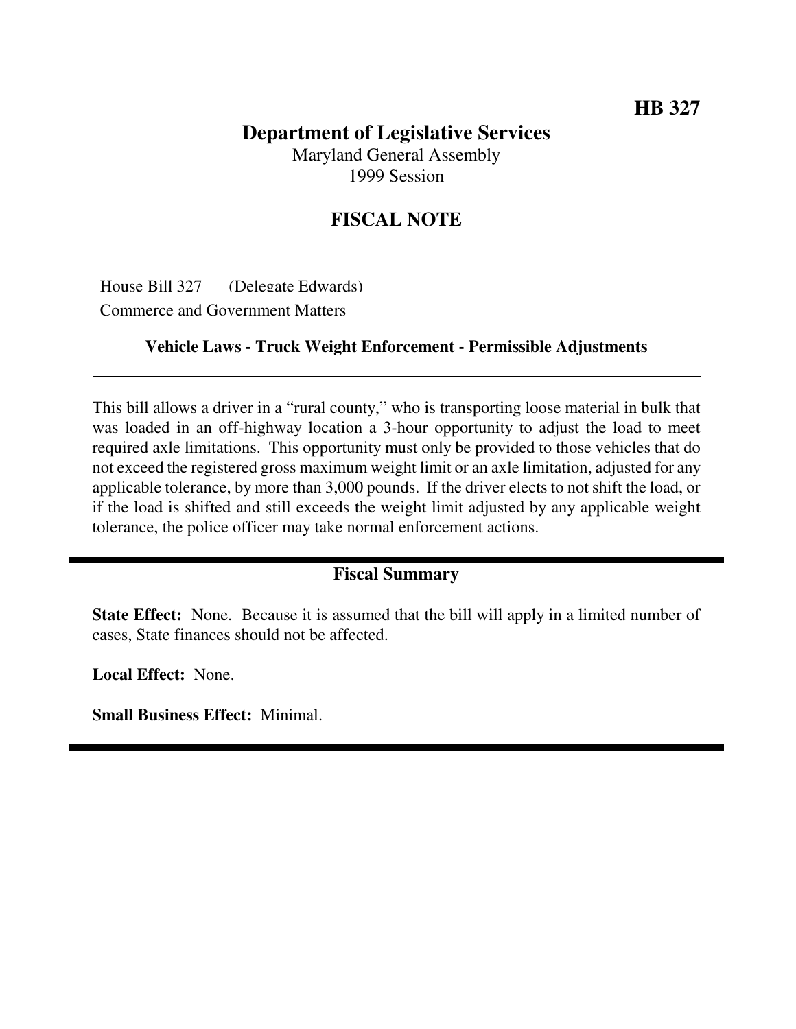**HB 327**

# Department of Legislative Services

Maryland General Assembly
1999 Session

## FISCAL NOTE

House Bill 327 (Delegate Edwards)
Commerce and Government Matters

### Vehicle Laws - Truck Weight Enforcement - Permissible Adjustments

This bill allows a driver in a "rural county," who is transporting loose material in bulk that was loaded in an off-highway location a 3-hour opportunity to adjust the load to meet required axle limitations. This opportunity must only be provided to those vehicles that do not exceed the registered gross maximum weight limit or an axle limitation, adjusted for any applicable tolerance, by more than 3,000 pounds. If the driver elects to not shift the load, or if the load is shifted and still exceeds the weight limit adjusted by any applicable weight tolerance, the police officer may take normal enforcement actions.

## Fiscal Summary

**State Effect:** None. Because it is assumed that the bill will apply in a limited number of cases, State finances should not be affected.

**Local Effect:** None.

**Small Business Effect:** Minimal.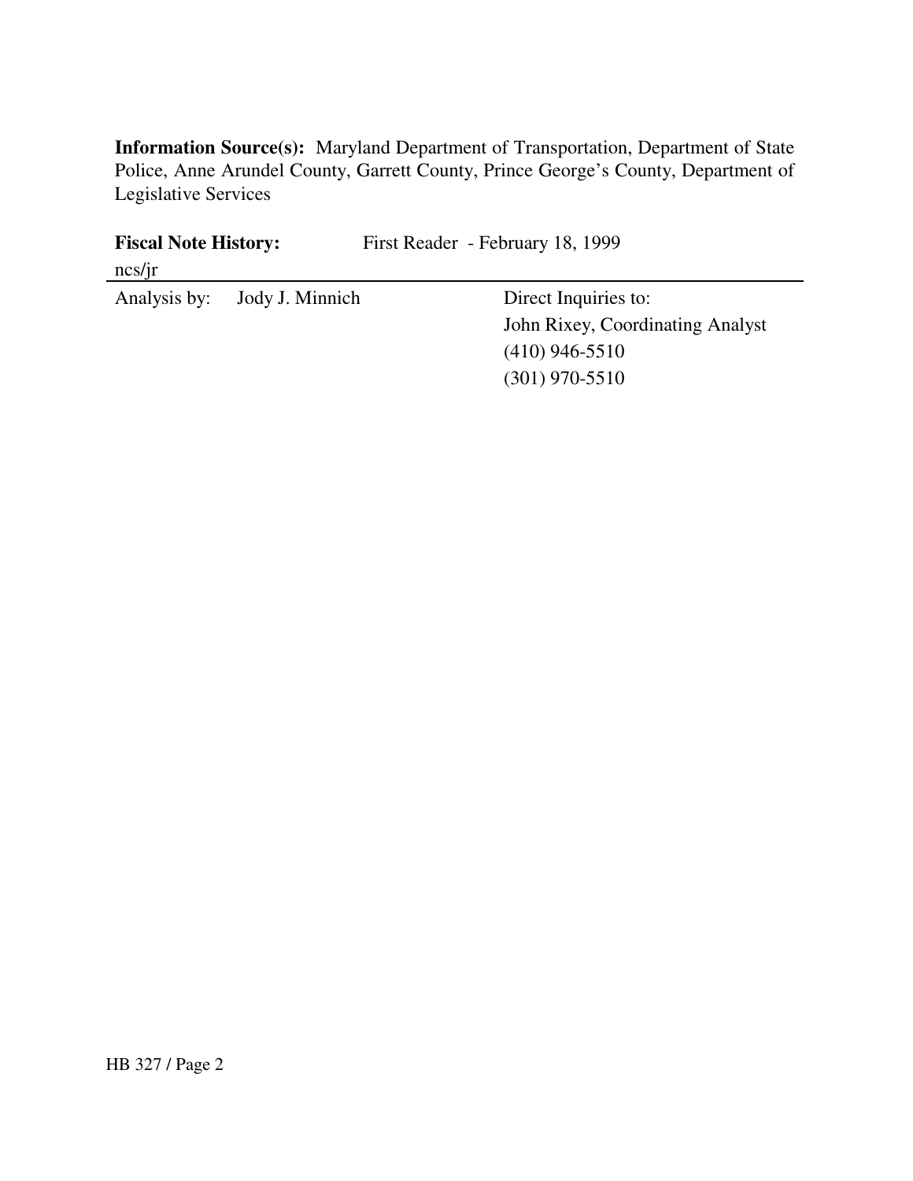**Information Source(s):** Maryland Department of Transportation, Department of State Police, Anne Arundel County, Garrett County, Prince George's County, Department of Legislative Services

**Fiscal Note History:** First Reader - February 18, 1999

ncs/jr

Analysis by: Jody J. Minnich

Direct Inquiries to:
John Rixey, Coordinating Analyst
(410) 946-5510
(301) 970-5510